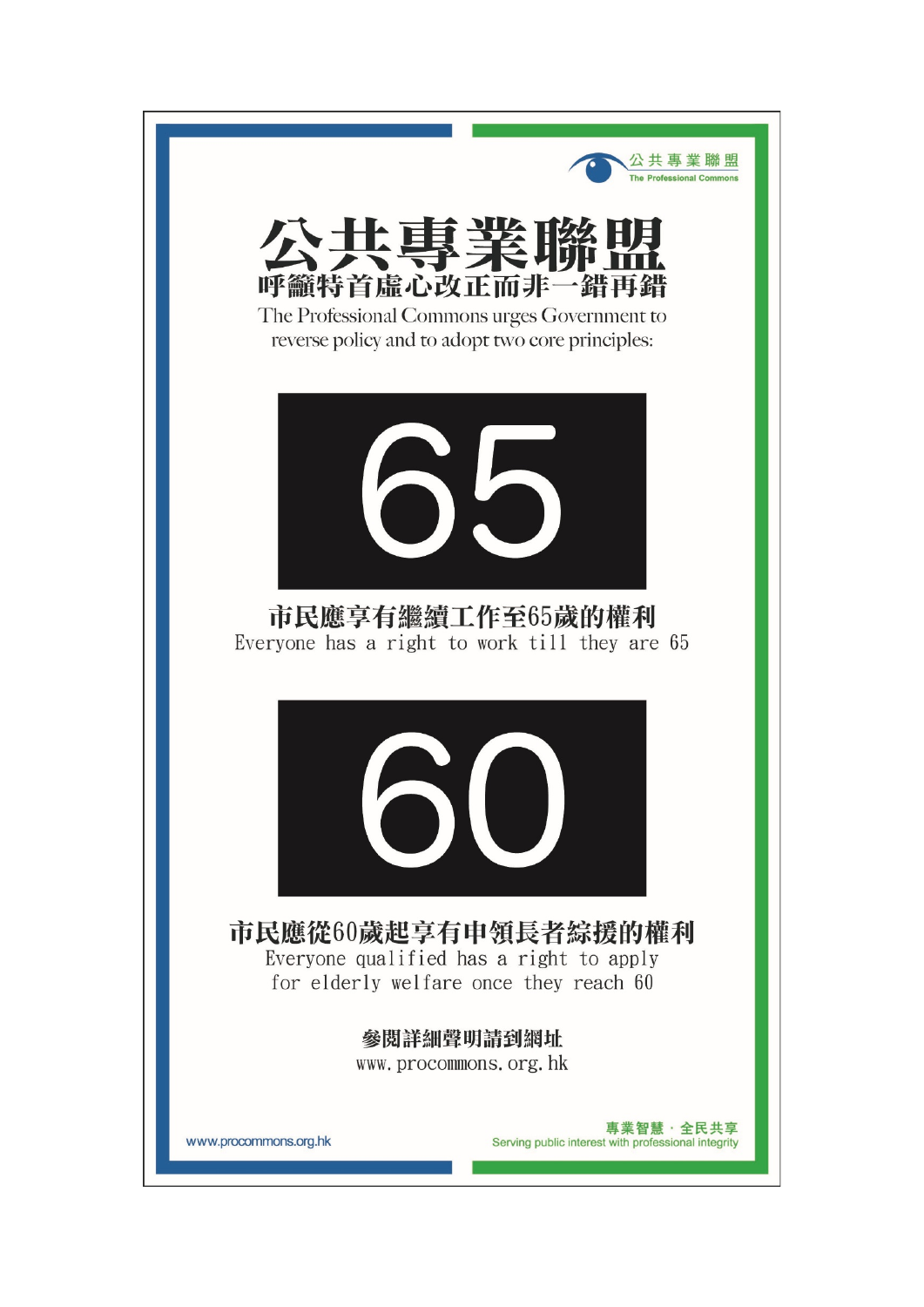公共專業聯盟
The Professional Commons

# 公共專業聯盟

## 呼籲特首虛心改正而非一錯再錯

The Professional Commons urges Government to reverse policy and to adopt two core principles:

# 65

**市民應享有繼續工作至65歲的權利**

Everyone has a right to work till they are 65

# 60

**市民應從60歲起享有申領長者綜援的權利**

Everyone qualified has a right to apply for elderly welfare once they reach 60

**參閱詳細聲明請到網址**

www.procommons.org.hk

www.procommons.org.hk

專業智慧 · 全民共享

Serving public interest with professional integrity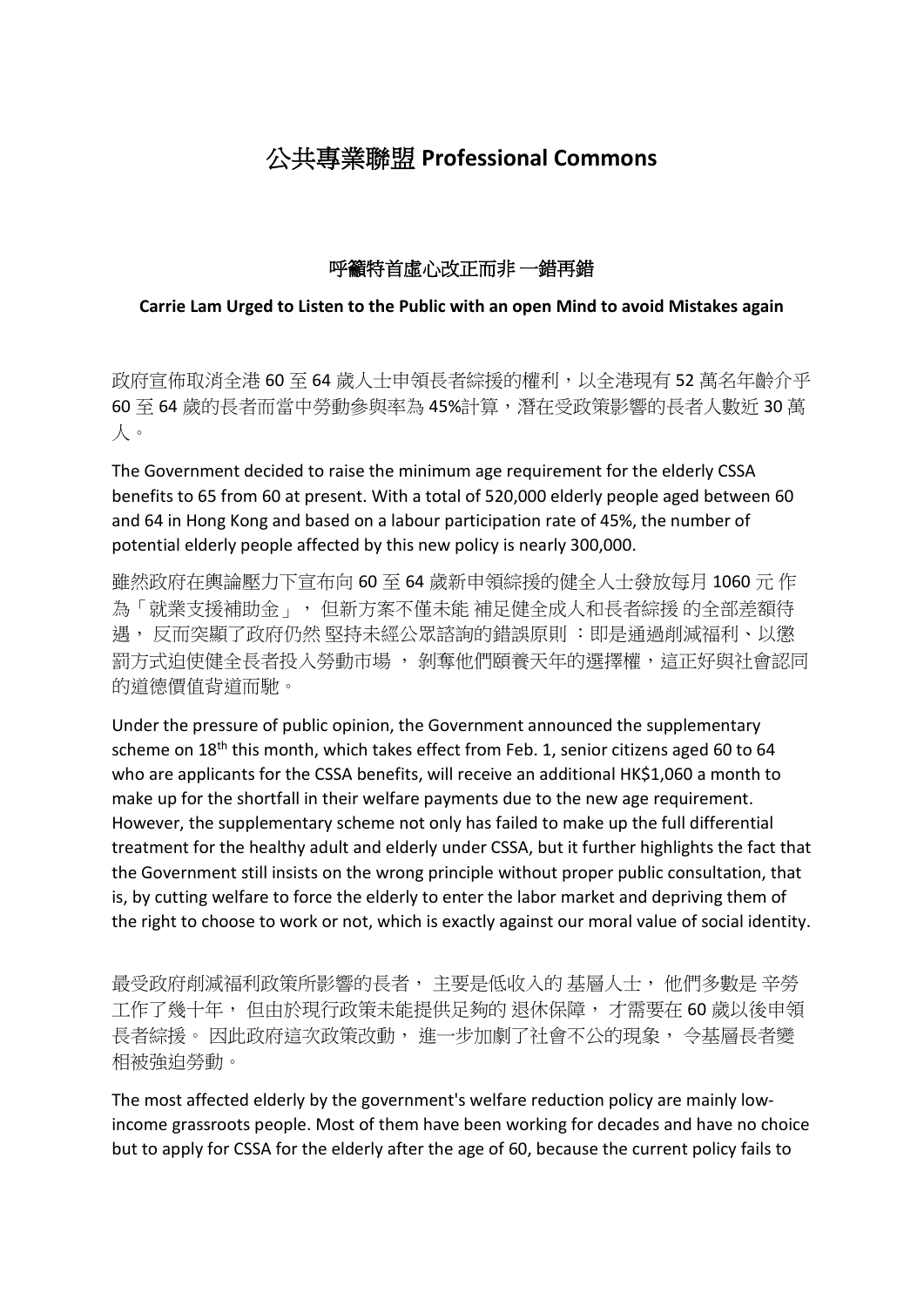# 公共專業聯盟 **Professional Commons**

### 呼籲特首虛心改正而非 一錯再錯

**Carrie Lam Urged to Listen to the Public with an open Mind to avoid Mistakes again**

政府宣佈取消全港 60 至 64 歲人士申領長者綜援的權利，以全港現有 52 萬名年齡介乎 60 至 64 歲的長者而當中勞動參與率為 45%計算，潛在受政策影響的長者人數近 30 萬人。

The Government decided to raise the minimum age requirement for the elderly CSSA benefits to 65 from 60 at present. With a total of 520,000 elderly people aged between 60 and 64 in Hong Kong and based on a labour participation rate of 45%, the number of potential elderly people affected by this new policy is nearly 300,000.

雖然政府在輿論壓力下宣布向 60 至 64 歲新申領綜援的健全人士發放每月 1060 元 作為「就業支援補助金」， 但新方案不僅未能 補足健全成人和長者綜援 的全部差額待遇， 反而突顯了政府仍然 堅持未經公眾諮詢的錯誤原則 ：即是通過削減福利、以懲罰方式迫使健全長者投入勞動市場 ， 剝奪他們頤養天年的選擇權，這正好與社會認同的道德價值背道而馳。

Under the pressure of public opinion, the Government announced the supplementary scheme on 18th this month, which takes effect from Feb. 1, senior citizens aged 60 to 64 who are applicants for the CSSA benefits, will receive an additional HK$1,060 a month to make up for the shortfall in their welfare payments due to the new age requirement. However, the supplementary scheme not only has failed to make up the full differential treatment for the healthy adult and elderly under CSSA, but it further highlights the fact that the Government still insists on the wrong principle without proper public consultation, that is, by cutting welfare to force the elderly to enter the labor market and depriving them of the right to choose to work or not, which is exactly against our moral value of social identity.

最受政府削減福利政策所影響的長者， 主要是低收入的 基層人士， 他們多數是 辛勞工作了幾十年， 但由於現行政策未能提供足夠的 退休保障， 才需要在 60 歲以後申領長者綜援。 因此政府這次政策改動， 進一步加劇了社會不公的現象， 令基層長者變相被強迫勞動。

The most affected elderly by the government's welfare reduction policy are mainly low-income grassroots people. Most of them have been working for decades and have no choice but to apply for CSSA for the elderly after the age of 60, because the current policy fails to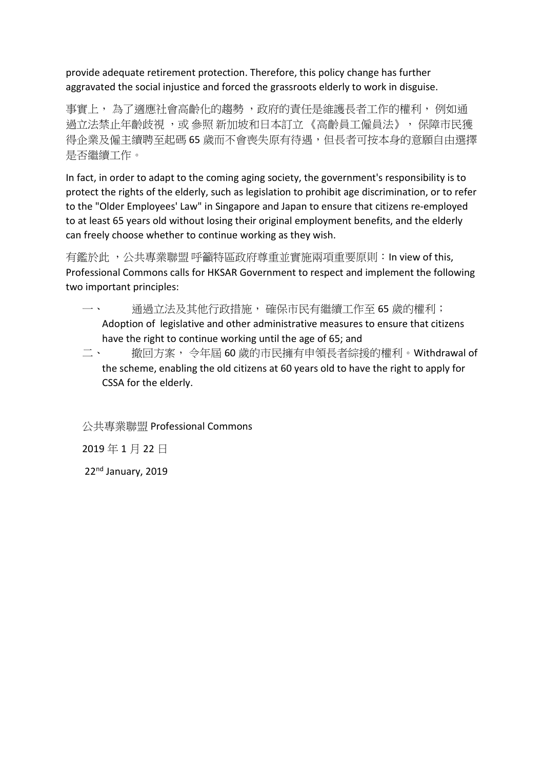provide adequate retirement protection. Therefore, this policy change has further aggravated the social injustice and forced the grassroots elderly to work in disguise.

事實上， 為了適應社會高齡化的趨勢 ，政府的責任是維護長者工作的權利， 例如通過立法禁止年齡歧視 ，或 參照 新加坡和日本訂立 《高齡員工僱員法》， 保障市民獲得企業及僱主續聘至起碼 65 歲而不會喪失原有待遇，但長者可按本身的意願自由選擇是否繼續工作。

In fact, in order to adapt to the coming aging society, the government's responsibility is to protect the rights of the elderly, such as legislation to prohibit age discrimination, or to refer to the "Older Employees' Law" in Singapore and Japan to ensure that citizens re-employed to at least 65 years old without losing their original employment benefits, and the elderly can freely choose whether to continue working as they wish.

有鑑於此 ，公共專業聯盟 呼籲特區政府尊重並實施兩項重要原則：In view of this, Professional Commons calls for HKSAR Government to respect and implement the following two important principles:

一、 通過立法及其他行政措施， 確保市民有繼續工作至 65 歲的權利； Adoption of legislative and other administrative measures to ensure that citizens have the right to continue working until the age of 65; and

二、 撤回方案， 令年屆 60 歲的市民擁有申領長者綜援的權利。Withdrawal of the scheme, enabling the old citizens at 60 years old to have the right to apply for CSSA for the elderly.

公共專業聯盟 Professional Commons

2019 年 1 月 22 日

22nd January, 2019